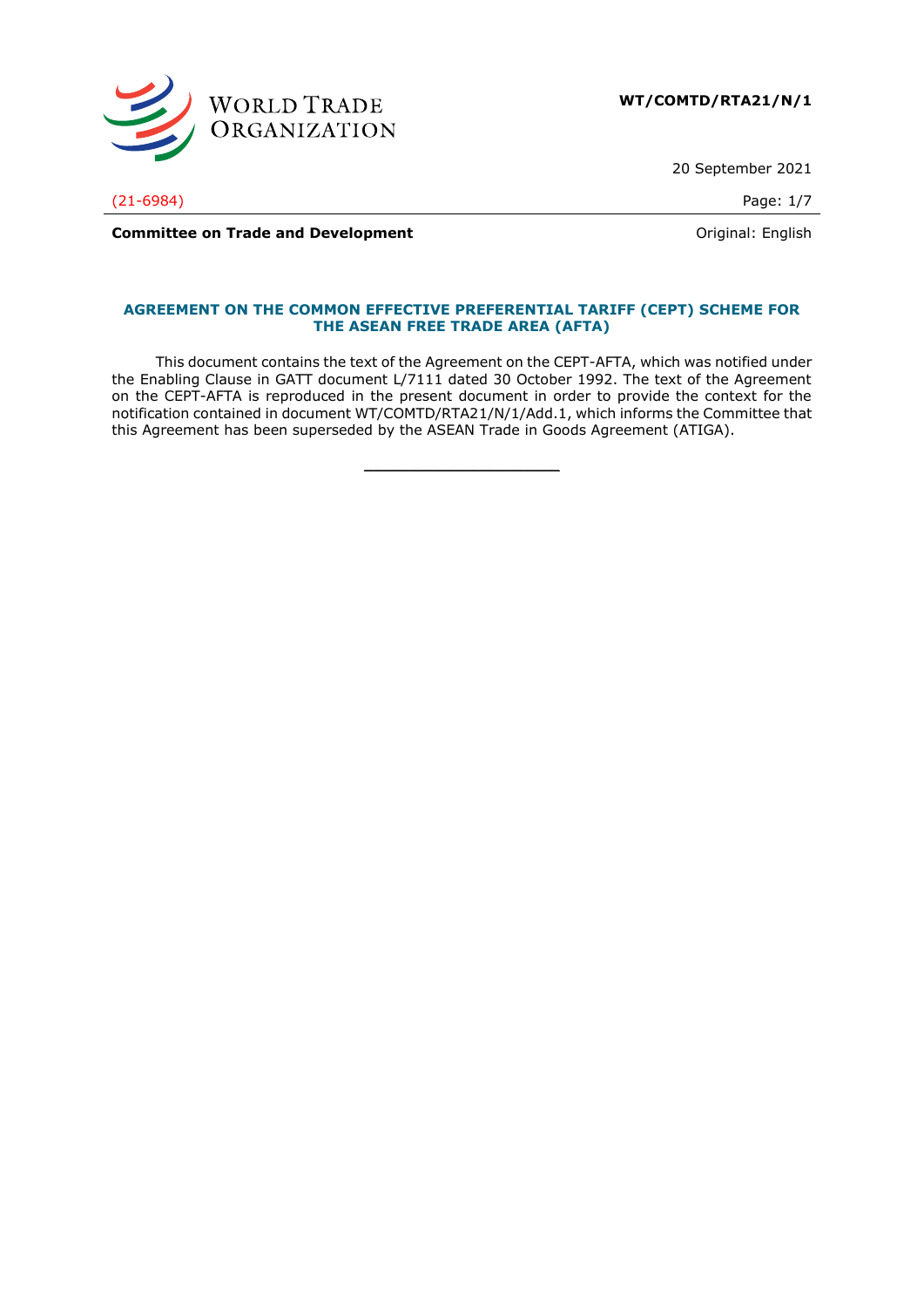**WT/COMTD/RTA21/N/1**

20 September 2021

(21-6984)

**Committee on Trade and Development**

Original: English

## AGREEMENT ON THE COMMON EFFECTIVE PREFERENTIAL TARIFF (CEPT) SCHEME FOR THE ASEAN FREE TRADE AREA (AFTA)

This document contains the text of the Agreement on the CEPT-AFTA, which was notified under the Enabling Clause in GATT document L/7111 dated 30 October 1992. The text of the Agreement on the CEPT-AFTA is reproduced in the present document in order to provide the context for the notification contained in document WT/COMTD/RTA21/N/1/Add.1, which informs the Committee that this Agreement has been superseded by the ASEAN Trade in Goods Agreement (ATIGA).

---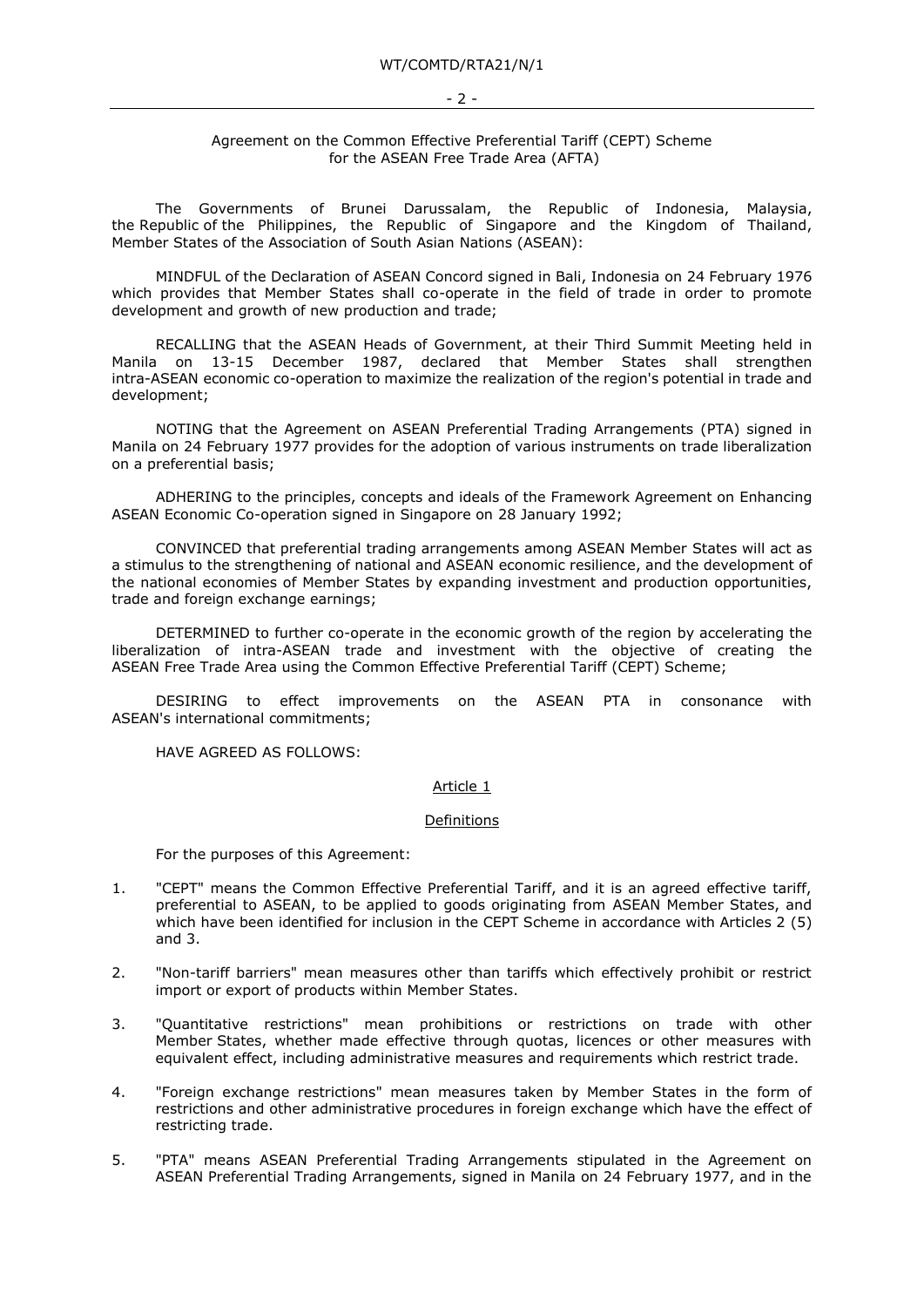Agreement on the Common Effective Preferential Tariff (CEPT) Scheme for the ASEAN Free Trade Area (AFTA)

The Governments of Brunei Darussalam, the Republic of Indonesia, Malaysia, the Republic of the Philippines, the Republic of Singapore and the Kingdom of Thailand, Member States of the Association of South Asian Nations (ASEAN):

MINDFUL of the Declaration of ASEAN Concord signed in Bali, Indonesia on 24 February 1976 which provides that Member States shall co-operate in the field of trade in order to promote development and growth of new production and trade;

RECALLING that the ASEAN Heads of Government, at their Third Summit Meeting held in Manila on 13-15 December 1987, declared that Member States shall strengthen intra-ASEAN economic co-operation to maximize the realization of the region's potential in trade and development;

NOTING that the Agreement on ASEAN Preferential Trading Arrangements (PTA) signed in Manila on 24 February 1977 provides for the adoption of various instruments on trade liberalization on a preferential basis;

ADHERING to the principles, concepts and ideals of the Framework Agreement on Enhancing ASEAN Economic Co-operation signed in Singapore on 28 January 1992;

CONVINCED that preferential trading arrangements among ASEAN Member States will act as a stimulus to the strengthening of national and ASEAN economic resilience, and the development of the national economies of Member States by expanding investment and production opportunities, trade and foreign exchange earnings;

DETERMINED to further co-operate in the economic growth of the region by accelerating the liberalization of intra-ASEAN trade and investment with the objective of creating the ASEAN Free Trade Area using the Common Effective Preferential Tariff (CEPT) Scheme;

DESIRING to effect improvements on the ASEAN PTA in consonance with ASEAN's international commitments;

HAVE AGREED AS FOLLOWS:

## Article 1

## Definitions

For the purposes of this Agreement:

1. "CEPT" means the Common Effective Preferential Tariff, and it is an agreed effective tariff, preferential to ASEAN, to be applied to goods originating from ASEAN Member States, and which have been identified for inclusion in the CEPT Scheme in accordance with Articles 2 (5) and 3.

2. "Non-tariff barriers" mean measures other than tariffs which effectively prohibit or restrict import or export of products within Member States.

3. "Quantitative restrictions" mean prohibitions or restrictions on trade with other Member States, whether made effective through quotas, licences or other measures with equivalent effect, including administrative measures and requirements which restrict trade.

4. "Foreign exchange restrictions" mean measures taken by Member States in the form of restrictions and other administrative procedures in foreign exchange which have the effect of restricting trade.

5. "PTA" means ASEAN Preferential Trading Arrangements stipulated in the Agreement on ASEAN Preferential Trading Arrangements, signed in Manila on 24 February 1977, and in the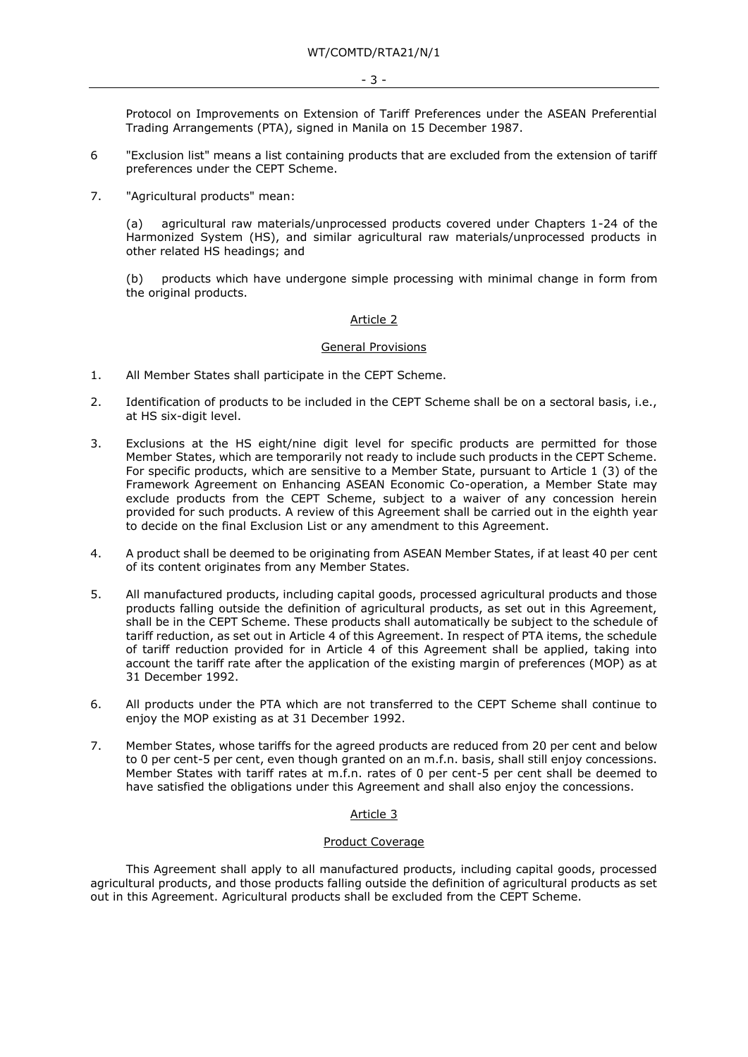Protocol on Improvements on Extension of Tariff Preferences under the ASEAN Preferential Trading Arrangements (PTA), signed in Manila on 15 December 1987.

6 "Exclusion list" means a list containing products that are excluded from the extension of tariff preferences under the CEPT Scheme.

7. "Agricultural products" mean:

(a) agricultural raw materials/unprocessed products covered under Chapters 1-24 of the Harmonized System (HS), and similar agricultural raw materials/unprocessed products in other related HS headings; and

(b) products which have undergone simple processing with minimal change in form from the original products.

## Article 2

### General Provisions

1. All Member States shall participate in the CEPT Scheme.

2. Identification of products to be included in the CEPT Scheme shall be on a sectoral basis, i.e., at HS six-digit level.

3. Exclusions at the HS eight/nine digit level for specific products are permitted for those Member States, which are temporarily not ready to include such products in the CEPT Scheme. For specific products, which are sensitive to a Member State, pursuant to Article 1 (3) of the Framework Agreement on Enhancing ASEAN Economic Co-operation, a Member State may exclude products from the CEPT Scheme, subject to a waiver of any concession herein provided for such products. A review of this Agreement shall be carried out in the eighth year to decide on the final Exclusion List or any amendment to this Agreement.

4. A product shall be deemed to be originating from ASEAN Member States, if at least 40 per cent of its content originates from any Member States.

5. All manufactured products, including capital goods, processed agricultural products and those products falling outside the definition of agricultural products, as set out in this Agreement, shall be in the CEPT Scheme. These products shall automatically be subject to the schedule of tariff reduction, as set out in Article 4 of this Agreement. In respect of PTA items, the schedule of tariff reduction provided for in Article 4 of this Agreement shall be applied, taking into account the tariff rate after the application of the existing margin of preferences (MOP) as at 31 December 1992.

6. All products under the PTA which are not transferred to the CEPT Scheme shall continue to enjoy the MOP existing as at 31 December 1992.

7. Member States, whose tariffs for the agreed products are reduced from 20 per cent and below to 0 per cent-5 per cent, even though granted on an m.f.n. basis, shall still enjoy concessions. Member States with tariff rates at m.f.n. rates of 0 per cent-5 per cent shall be deemed to have satisfied the obligations under this Agreement and shall also enjoy the concessions.

## Article 3

### Product Coverage

This Agreement shall apply to all manufactured products, including capital goods, processed agricultural products, and those products falling outside the definition of agricultural products as set out in this Agreement. Agricultural products shall be excluded from the CEPT Scheme.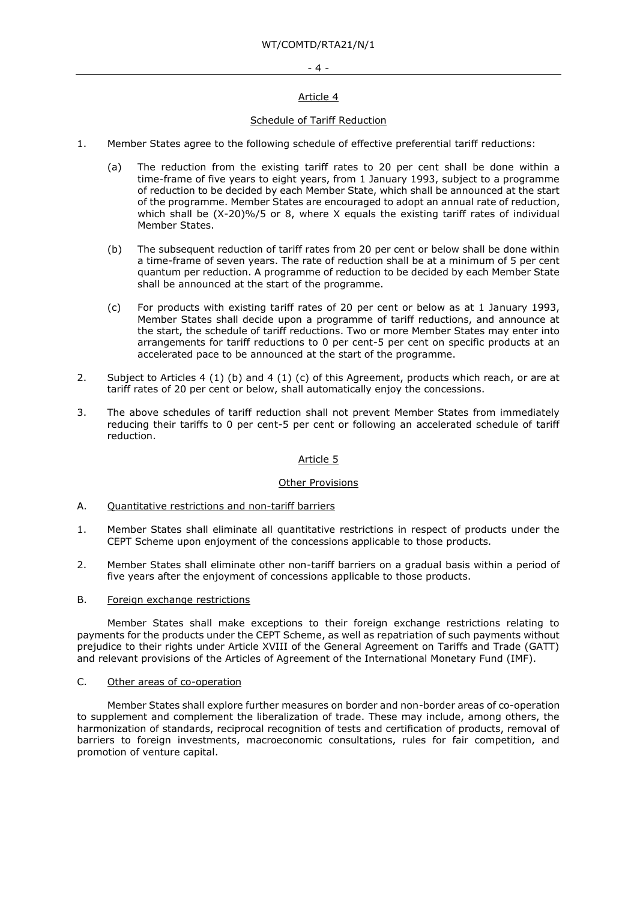## Article 4

### Schedule of Tariff Reduction

1. Member States agree to the following schedule of effective preferential tariff reductions:

   (a) The reduction from the existing tariff rates to 20 per cent shall be done within a time-frame of five years to eight years, from 1 January 1993, subject to a programme of reduction to be decided by each Member State, which shall be announced at the start of the programme. Member States are encouraged to adopt an annual rate of reduction, which shall be (X-20)%/5 or 8, where X equals the existing tariff rates of individual Member States.

   (b) The subsequent reduction of tariff rates from 20 per cent or below shall be done within a time-frame of seven years. The rate of reduction shall be at a minimum of 5 per cent quantum per reduction. A programme of reduction to be decided by each Member State shall be announced at the start of the programme.

   (c) For products with existing tariff rates of 20 per cent or below as at 1 January 1993, Member States shall decide upon a programme of tariff reductions, and announce at the start, the schedule of tariff reductions. Two or more Member States may enter into arrangements for tariff reductions to 0 per cent-5 per cent on specific products at an accelerated pace to be announced at the start of the programme.

2. Subject to Articles 4 (1) (b) and 4 (1) (c) of this Agreement, products which reach, or are at tariff rates of 20 per cent or below, shall automatically enjoy the concessions.

3. The above schedules of tariff reduction shall not prevent Member States from immediately reducing their tariffs to 0 per cent-5 per cent or following an accelerated schedule of tariff reduction.

## Article 5

### Other Provisions

A. Quantitative restrictions and non-tariff barriers

1. Member States shall eliminate all quantitative restrictions in respect of products under the CEPT Scheme upon enjoyment of the concessions applicable to those products.

2. Member States shall eliminate other non-tariff barriers on a gradual basis within a period of five years after the enjoyment of concessions applicable to those products.

B. Foreign exchange restrictions

Member States shall make exceptions to their foreign exchange restrictions relating to payments for the products under the CEPT Scheme, as well as repatriation of such payments without prejudice to their rights under Article XVIII of the General Agreement on Tariffs and Trade (GATT) and relevant provisions of the Articles of Agreement of the International Monetary Fund (IMF).

C. Other areas of co-operation

Member States shall explore further measures on border and non-border areas of co-operation to supplement and complement the liberalization of trade. These may include, among others, the harmonization of standards, reciprocal recognition of tests and certification of products, removal of barriers to foreign investments, macroeconomic consultations, rules for fair competition, and promotion of venture capital.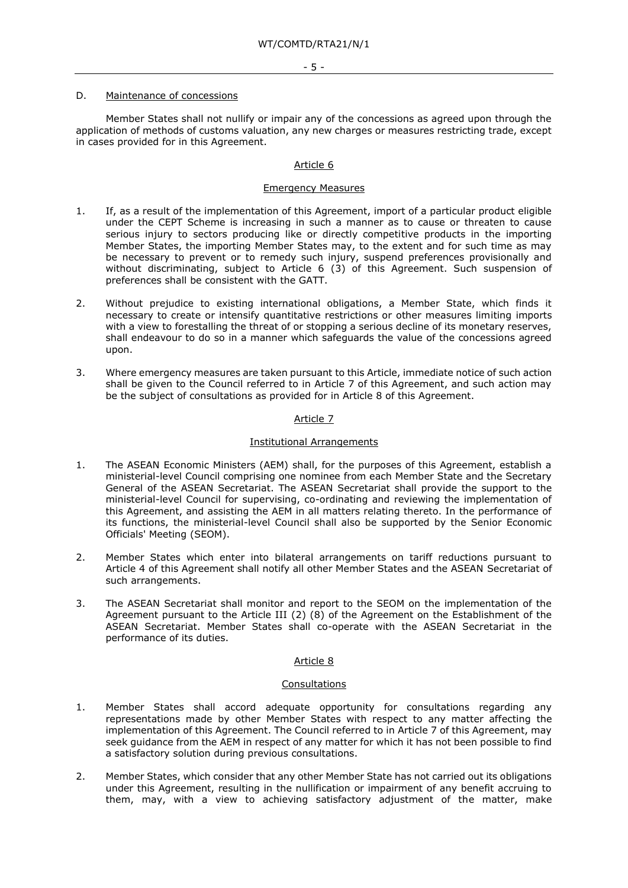D. Maintenance of concessions

Member States shall not nullify or impair any of the concessions as agreed upon through the application of methods of customs valuation, any new charges or measures restricting trade, except in cases provided for in this Agreement.

## Article 6

### Emergency Measures

1. If, as a result of the implementation of this Agreement, import of a particular product eligible under the CEPT Scheme is increasing in such a manner as to cause or threaten to cause serious injury to sectors producing like or directly competitive products in the importing Member States, the importing Member States may, to the extent and for such time as may be necessary to prevent or to remedy such injury, suspend preferences provisionally and without discriminating, subject to Article 6 (3) of this Agreement. Such suspension of preferences shall be consistent with the GATT.

2. Without prejudice to existing international obligations, a Member State, which finds it necessary to create or intensify quantitative restrictions or other measures limiting imports with a view to forestalling the threat of or stopping a serious decline of its monetary reserves, shall endeavour to do so in a manner which safeguards the value of the concessions agreed upon.

3. Where emergency measures are taken pursuant to this Article, immediate notice of such action shall be given to the Council referred to in Article 7 of this Agreement, and such action may be the subject of consultations as provided for in Article 8 of this Agreement.

## Article 7

### Institutional Arrangements

1. The ASEAN Economic Ministers (AEM) shall, for the purposes of this Agreement, establish a ministerial-level Council comprising one nominee from each Member State and the Secretary General of the ASEAN Secretariat. The ASEAN Secretariat shall provide the support to the ministerial-level Council for supervising, co-ordinating and reviewing the implementation of this Agreement, and assisting the AEM in all matters relating thereto. In the performance of its functions, the ministerial-level Council shall also be supported by the Senior Economic Officials' Meeting (SEOM).

2. Member States which enter into bilateral arrangements on tariff reductions pursuant to Article 4 of this Agreement shall notify all other Member States and the ASEAN Secretariat of such arrangements.

3. The ASEAN Secretariat shall monitor and report to the SEOM on the implementation of the Agreement pursuant to the Article III (2) (8) of the Agreement on the Establishment of the ASEAN Secretariat. Member States shall co-operate with the ASEAN Secretariat in the performance of its duties.

## Article 8

### Consultations

1. Member States shall accord adequate opportunity for consultations regarding any representations made by other Member States with respect to any matter affecting the implementation of this Agreement. The Council referred to in Article 7 of this Agreement, may seek guidance from the AEM in respect of any matter for which it has not been possible to find a satisfactory solution during previous consultations.

2. Member States, which consider that any other Member State has not carried out its obligations under this Agreement, resulting in the nullification or impairment of any benefit accruing to them, may, with a view to achieving satisfactory adjustment of the matter, make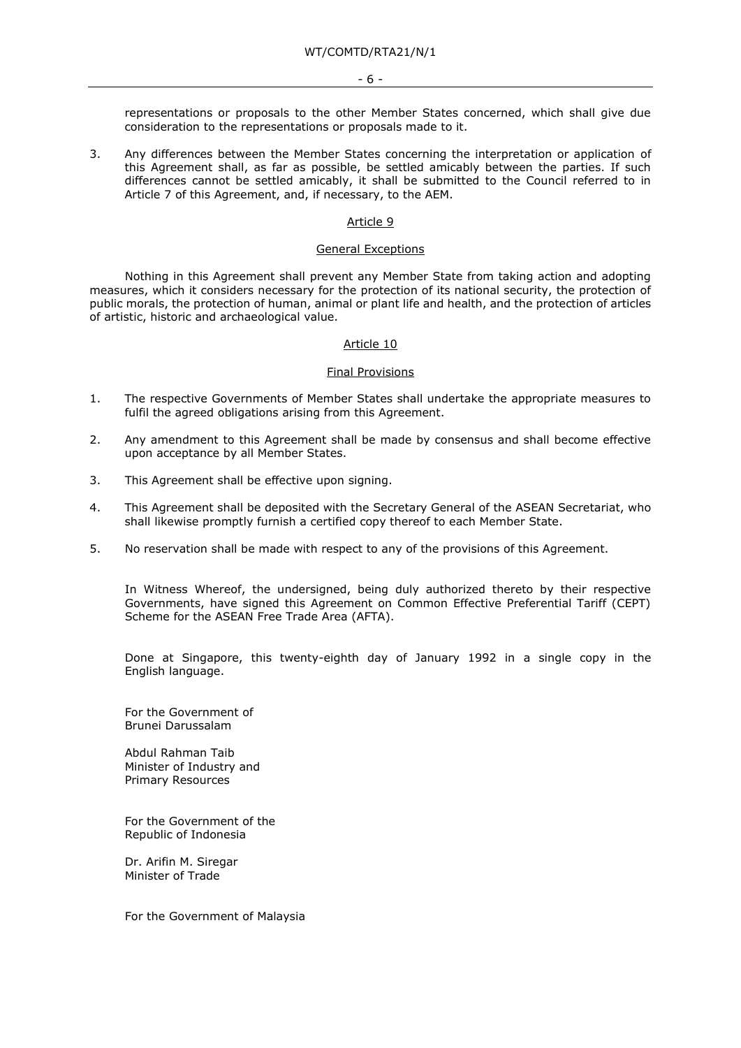representations or proposals to the other Member States concerned, which shall give due consideration to the representations or proposals made to it.

3. Any differences between the Member States concerning the interpretation or application of this Agreement shall, as far as possible, be settled amicably between the parties. If such differences cannot be settled amicably, it shall be submitted to the Council referred to in Article 7 of this Agreement, and, if necessary, to the AEM.

## Article 9

### General Exceptions

Nothing in this Agreement shall prevent any Member State from taking action and adopting measures, which it considers necessary for the protection of its national security, the protection of public morals, the protection of human, animal or plant life and health, and the protection of articles of artistic, historic and archaeological value.

## Article 10

### Final Provisions

1. The respective Governments of Member States shall undertake the appropriate measures to fulfil the agreed obligations arising from this Agreement.

2. Any amendment to this Agreement shall be made by consensus and shall become effective upon acceptance by all Member States.

3. This Agreement shall be effective upon signing.

4. This Agreement shall be deposited with the Secretary General of the ASEAN Secretariat, who shall likewise promptly furnish a certified copy thereof to each Member State.

5. No reservation shall be made with respect to any of the provisions of this Agreement.

In Witness Whereof, the undersigned, being duly authorized thereto by their respective Governments, have signed this Agreement on Common Effective Preferential Tariff (CEPT) Scheme for the ASEAN Free Trade Area (AFTA).

Done at Singapore, this twenty-eighth day of January 1992 in a single copy in the English language.

For the Government of
Brunei Darussalam

Abdul Rahman Taib
Minister of Industry and
Primary Resources

For the Government of the
Republic of Indonesia

Dr. Arifin M. Siregar
Minister of Trade

For the Government of Malaysia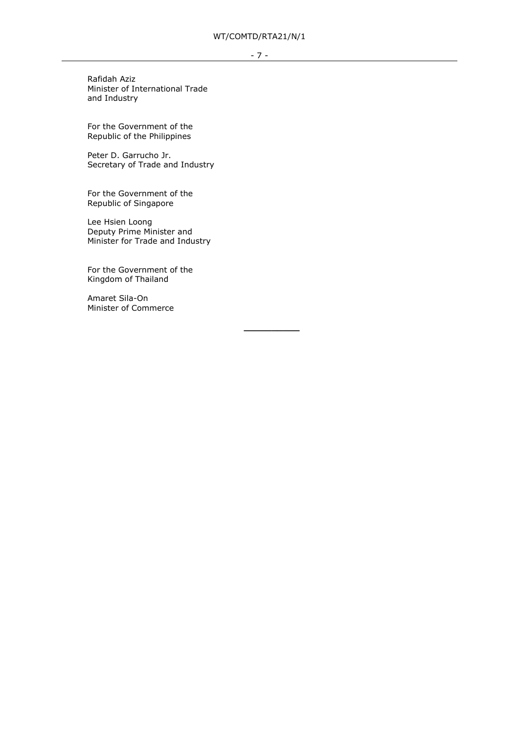Rafidah Aziz
Minister of International Trade
and Industry

For the Government of the
Republic of the Philippines

Peter D. Garrucho Jr.
Secretary of Trade and Industry

For the Government of the
Republic of Singapore

Lee Hsien Loong
Deputy Prime Minister and
Minister for Trade and Industry

For the Government of the
Kingdom of Thailand

Amaret Sila-On
Minister of Commerce

---